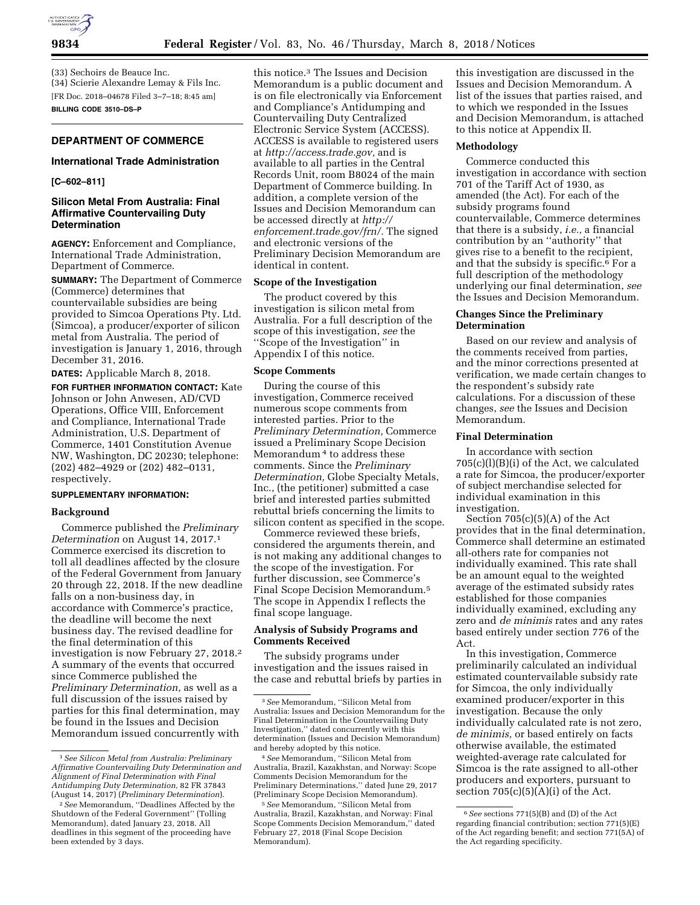(33) Sechoirs de Beauce Inc.
(34) Scierie Alexandre Lemay & Fils Inc.

[FR Doc. 2018–04678 Filed 3–7–18; 8:45 am]

**BILLING CODE 3510–DS–P**

---

## DEPARTMENT OF COMMERCE

### International Trade Administration

**[C–602–811]**

### Silicon Metal From Australia: Final Affirmative Countervailing Duty Determination

**AGENCY:** Enforcement and Compliance, International Trade Administration, Department of Commerce.

**SUMMARY:** The Department of Commerce (Commerce) determines that countervailable subsidies are being provided to Simcoa Operations Pty. Ltd. (Simcoa), a producer/exporter of silicon metal from Australia. The period of investigation is January 1, 2016, through December 31, 2016.

**DATES:** Applicable March 8, 2018.

**FOR FURTHER INFORMATION CONTACT:** Kate Johnson or John Anwesen, AD/CVD Operations, Office VIII, Enforcement and Compliance, International Trade Administration, U.S. Department of Commerce, 1401 Constitution Avenue NW, Washington, DC 20230; telephone: (202) 482–4929 or (202) 482–0131, respectively.

**SUPPLEMENTARY INFORMATION:**

#### Background

Commerce published the *Preliminary Determination* on August 14, 2017.[1] Commerce exercised its discretion to toll all deadlines affected by the closure of the Federal Government from January 20 through 22, 2018. If the new deadline falls on a non-business day, in accordance with Commerce's practice, the deadline will become the next business day. The revised deadline for the final determination of this investigation is now February 27, 2018.[2] A summary of the events that occurred since Commerce published the *Preliminary Determination,* as well as a full discussion of the issues raised by parties for this final determination, may be found in the Issues and Decision Memorandum issued concurrently with this notice.[3] The Issues and Decision Memorandum is a public document and is on file electronically via Enforcement and Compliance's Antidumping and Countervailing Duty Centralized Electronic Service System (ACCESS). ACCESS is available to registered users at *http://access.trade.gov,* and is available to all parties in the Central Records Unit, room B8024 of the main Department of Commerce building. In addition, a complete version of the Issues and Decision Memorandum can be accessed directly at *http://enforcement.trade.gov/frn/.* The signed and electronic versions of the Preliminary Decision Memorandum are identical in content.

#### Scope of the Investigation

The product covered by this investigation is silicon metal from Australia. For a full description of the scope of this investigation, *see* the ''Scope of the Investigation'' in Appendix I of this notice.

#### Scope Comments

During the course of this investigation, Commerce received numerous scope comments from interested parties. Prior to the *Preliminary Determination,* Commerce issued a Preliminary Scope Decision Memorandum[4] to address these comments. Since the *Preliminary Determination,* Globe Specialty Metals, Inc., (the petitioner) submitted a case brief and interested parties submitted rebuttal briefs concerning the limits to silicon content as specified in the scope.

Commerce reviewed these briefs, considered the arguments therein, and is not making any additional changes to the scope of the investigation. For further discussion, see Commerce's Final Scope Decision Memorandum.[5] The scope in Appendix I reflects the final scope language.

#### Analysis of Subsidy Programs and Comments Received

The subsidy programs under investigation and the issues raised in the case and rebuttal briefs by parties in this investigation are discussed in the Issues and Decision Memorandum. A list of the issues that parties raised, and to which we responded in the Issues and Decision Memorandum, is attached to this notice at Appendix II.

#### Methodology

Commerce conducted this investigation in accordance with section 701 of the Tariff Act of 1930, as amended (the Act). For each of the subsidy programs found countervailable, Commerce determines that there is a subsidy, *i.e.,* a financial contribution by an ''authority'' that gives rise to a benefit to the recipient, and that the subsidy is specific.[6] For a full description of the methodology underlying our final determination, *see* the Issues and Decision Memorandum.

#### Changes Since the Preliminary Determination

Based on our review and analysis of the comments received from parties, and the minor corrections presented at verification, we made certain changes to the respondent's subsidy rate calculations. For a discussion of these changes, *see* the Issues and Decision Memorandum.

#### Final Determination

In accordance with section 705(c)(l)(B)(i) of the Act, we calculated a rate for Simcoa, the producer/exporter of subject merchandise selected for individual examination in this investigation.

Section 705(c)(5)(A) of the Act provides that in the final determination, Commerce shall determine an estimated all-others rate for companies not individually examined. This rate shall be an amount equal to the weighted average of the estimated subsidy rates established for those companies individually examined, excluding any zero and *de minimis* rates and any rates based entirely under section 776 of the Act.

In this investigation, Commerce preliminarily calculated an individual estimated countervailable subsidy rate for Simcoa, the only individually examined producer/exporter in this investigation. Because the only individually calculated rate is not zero, *de minimis,* or based entirely on facts otherwise available, the estimated weighted-average rate calculated for Simcoa is the rate assigned to all-other producers and exporters, pursuant to section 705(c)(5)(A)(i) of the Act.

---

[1] *See Silicon Metal from Australia: Preliminary Affirmative Countervailing Duty Determination and Alignment of Final Determination with Final Antidumping Duty Determination,* 82 FR 37843 (August 14, 2017) (*Preliminary Determination*).

[2] *See* Memorandum, ''Deadlines Affected by the Shutdown of the Federal Government'' (Tolling Memorandum), dated January 23, 2018. All deadlines in this segment of the proceeding have been extended by 3 days.

[3] *See* Memorandum, ''Silicon Metal from Australia: Issues and Decision Memorandum for the Final Determination in the Countervailing Duty Investigation,'' dated concurrently with this determination (Issues and Decision Memorandum) and hereby adopted by this notice.

[4] *See* Memorandum, ''Silicon Metal from Australia, Brazil, Kazakhstan, and Norway: Scope Comments Decision Memorandum for the Preliminary Determinations,'' dated June 29, 2017 (Preliminary Scope Decision Memorandum).

[5] *See* Memorandum, ''Silicon Metal from Australia, Brazil, Kazakhstan, and Norway: Final Scope Comments Decision Memorandum,'' dated February 27, 2018 (Final Scope Decision Memorandum).

[6] *See* sections 771(5)(B) and (D) of the Act regarding financial contribution; section 771(5)(E) of the Act regarding benefit; and section 771(5A) of the Act regarding specificity.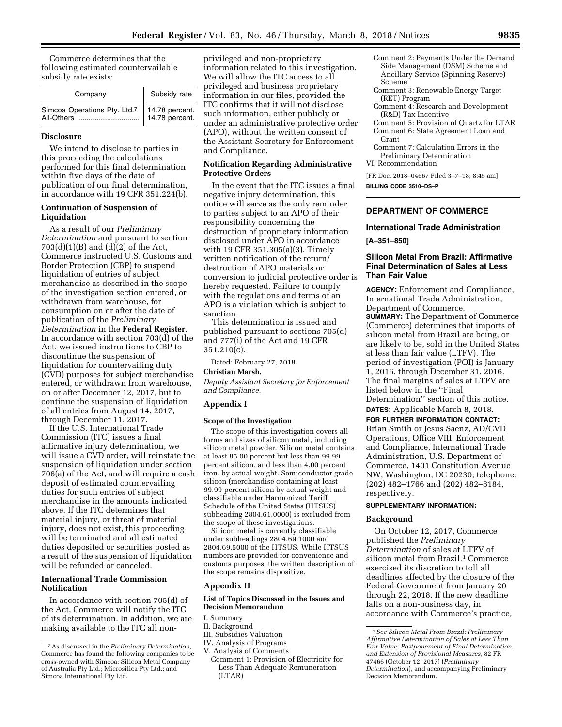Commerce determines that the following estimated countervailable subsidy rate exists:

| Company | Subsidy rate |
| --- | --- |
| Simcoa Operations Pty. Ltd.[7] | 14.78 percent. |
| All-Others | 14.78 percent. |

### Disclosure

We intend to disclose to parties in this proceeding the calculations performed for this final determination within five days of the date of publication of our final determination, in accordance with 19 CFR 351.224(b).

### Continuation of Suspension of Liquidation

As a result of our *Preliminary Determination* and pursuant to section 703(d)(1)(B) and (d)(2) of the Act, Commerce instructed U.S. Customs and Border Protection (CBP) to suspend liquidation of entries of subject merchandise as described in the scope of the investigation section entered, or withdrawn from warehouse, for consumption on or after the date of publication of the *Preliminary Determination* in the **Federal Register**. In accordance with section 703(d) of the Act, we issued instructions to CBP to discontinue the suspension of liquidation for countervailing duty (CVD) purposes for subject merchandise entered, or withdrawn from warehouse, on or after December 12, 2017, but to continue the suspension of liquidation of all entries from August 14, 2017, through December 11, 2017.

If the U.S. International Trade Commission (ITC) issues a final affirmative injury determination, we will issue a CVD order, will reinstate the suspension of liquidation under section 706(a) of the Act, and will require a cash deposit of estimated countervailing duties for such entries of subject merchandise in the amounts indicated above. If the ITC determines that material injury, or threat of material injury, does not exist, this proceeding will be terminated and all estimated duties deposited or securities posted as a result of the suspension of liquidation will be refunded or canceled.

### International Trade Commission Notification

In accordance with section 705(d) of the Act, Commerce will notify the ITC of its determination. In addition, we are making available to the ITC all non-privileged and non-proprietary information related to this investigation. We will allow the ITC access to all privileged and business proprietary information in our files, provided the ITC confirms that it will not disclose such information, either publicly or under an administrative protective order (APO), without the written consent of the Assistant Secretary for Enforcement and Compliance.

### Notification Regarding Administrative Protective Orders

In the event that the ITC issues a final negative injury determination, this notice will serve as the only reminder to parties subject to an APO of their responsibility concerning the destruction of proprietary information disclosed under APO in accordance with 19 CFR 351.305(a)(3). Timely written notification of the return/destruction of APO materials or conversion to judicial protective order is hereby requested. Failure to comply with the regulations and terms of an APO is a violation which is subject to sanction.

This determination is issued and published pursuant to sections 705(d) and 777(i) of the Act and 19 CFR 351.210(c).

Dated: February 27, 2018.

**Christian Marsh,**

*Deputy Assistant Secretary for Enforcement and Compliance.*

## Appendix I

### Scope of the Investigation

The scope of this investigation covers all forms and sizes of silicon metal, including silicon metal powder. Silicon metal contains at least 85.00 percent but less than 99.99 percent silicon, and less than 4.00 percent iron, by actual weight. Semiconductor grade silicon (merchandise containing at least 99.99 percent silicon by actual weight and classifiable under Harmonized Tariff Schedule of the United States (HTSUS) subheading 2804.61.0000) is excluded from the scope of these investigations.

Silicon metal is currently classifiable under subheadings 2804.69.1000 and 2804.69.5000 of the HTSUS. While HTSUS numbers are provided for convenience and customs purposes, the written description of the scope remains dispositive.

## Appendix II

### List of Topics Discussed in the Issues and Decision Memorandum

I. Summary
II. Background
III. Subsidies Valuation
IV. Analysis of Programs
V. Analysis of Comments
Comment 1: Provision of Electricity for Less Than Adequate Remuneration (LTAR)
Comment 2: Payments Under the Demand Side Management (DSM) Scheme and Ancillary Service (Spinning Reserve) Scheme
Comment 3: Renewable Energy Target (RET) Program
Comment 4: Research and Development (R&D) Tax Incentive
Comment 5: Provision of Quartz for LTAR
Comment 6: State Agreement Loan and Grant
Comment 7: Calculation Errors in the Preliminary Determination
VI. Recommendation

[FR Doc. 2018–04667 Filed 3–7–18; 8:45 am]

**BILLING CODE 3510–DS–P**

[7] As discussed in the *Preliminary Determination,* Commerce has found the following companies to be cross-owned with Simcoa: Silicon Metal Company of Australia Pty Ltd.; Microsilica Pty Ltd.; and Simcoa International Pty Ltd.

---

# DEPARTMENT OF COMMERCE

## International Trade Administration

**[A–351–850]**

## Silicon Metal From Brazil: Affirmative Final Determination of Sales at Less Than Fair Value

**AGENCY:** Enforcement and Compliance, International Trade Administration, Department of Commerce.

**SUMMARY:** The Department of Commerce (Commerce) determines that imports of silicon metal from Brazil are being, or are likely to be, sold in the United States at less than fair value (LTFV). The period of investigation (POI) is January 1, 2016, through December 31, 2016. The final margins of sales at LTFV are listed below in the ''Final Determination'' section of this notice.

**DATES:** Applicable March 8, 2018.

**FOR FURTHER INFORMATION CONTACT:** Brian Smith or Jesus Saenz, AD/CVD Operations, Office VIII, Enforcement and Compliance, International Trade Administration, U.S. Department of Commerce, 1401 Constitution Avenue NW, Washington, DC 20230; telephone: (202) 482–1766 and (202) 482–8184, respectively.

**SUPPLEMENTARY INFORMATION:**

### Background

On October 12, 2017, Commerce published the *Preliminary Determination* of sales at LTFV of silicon metal from Brazil.[1] Commerce exercised its discretion to toll all deadlines affected by the closure of the Federal Government from January 20 through 22, 2018. If the new deadline falls on a non-business day, in accordance with Commerce's practice,

[1] *See Silicon Metal From Brazil: Preliminary Affirmative Determination of Sales at Less Than Fair Value, Postponement of Final Determination, and Extension of Provisional Measures,* 82 FR 47466 (October 12, 2017) (*Preliminary Determination*), and accompanying Preliminary Decision Memorandum.